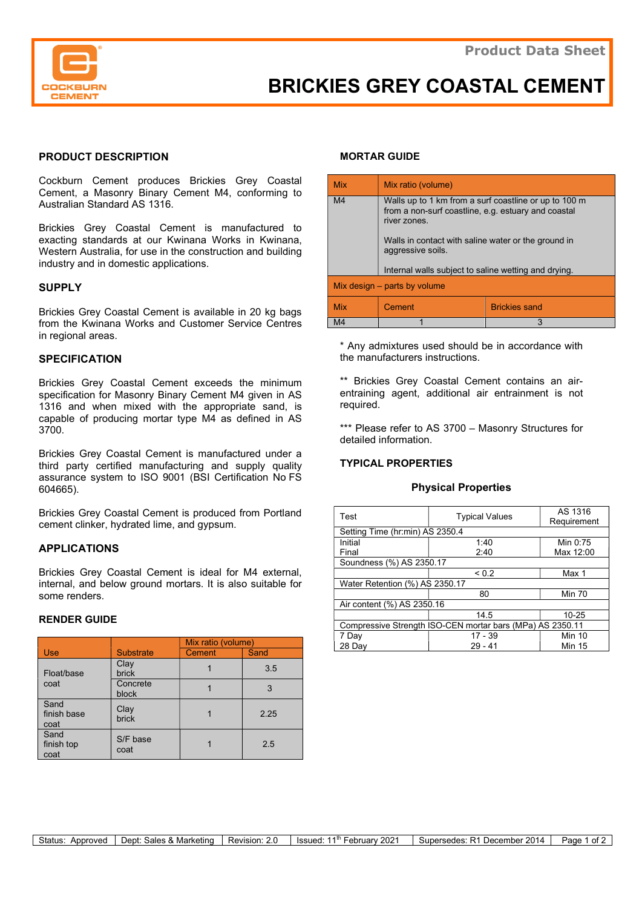# BRICKIES GREY COASTAL CEMENT

Product Data Sheet

## PRODUCT DESCRIPTION

Cockburn Cement produces Brickies Grey Coastal Cement, a Masonry Binary Cement M4, conforming to Australian Standard AS 1316.

Brickies Grey Coastal Cement is manufactured to exacting standards at our Kwinana Works in Kwinana, Western Australia, for use in the construction and building industry and in domestic applications.

## SUPPLY

Brickies Grey Coastal Cement is available in 20 kg bags from the Kwinana Works and Customer Service Centres in regional areas.

## SPECIFICATION

Brickies Grey Coastal Cement exceeds the minimum specification for Masonry Binary Cement M4 given in AS 1316 and when mixed with the appropriate sand, is capable of producing mortar type M4 as defined in AS 3700.

Brickies Grey Coastal Cement is manufactured under a third party certified manufacturing and supply quality assurance system to ISO 9001 (BSI Certification No FS 604665).

Brickies Grey Coastal Cement is produced from Portland cement clinker, hydrated lime, and gypsum.

## APPLICATIONS

Brickies Grey Coastal Cement is ideal for M4 external, internal, and below ground mortars. It is also suitable for some renders.

## RENDER GUIDE

| Use | Substrate | Mix ratio (volume) | |
|---|---|---|---|
| | | Cement | Sand |
| Float/base coat | Clay brick | 1 | 3.5 |
| | Concrete block | 1 | 3 |
| Sand finish base coat | Clay brick | 1 | 2.25 |
| Sand finish top coat | S/F base coat | 1 | 2.5 |

## MORTAR GUIDE

| Mix | Mix ratio (volume) |
|---|---|
| M4 | Walls up to 1 km from a surf coastline or up to 100 m from a non-surf coastline, e.g. estuary and coastal river zones.<br><br>Walls in contact with saline water or the ground in aggressive soils.<br><br>Internal walls subject to saline wetting and drying. |

| Mix design – parts by volume | | |
|---|---|---|
| Mix | Cement | Brickies sand |
| M4 | 1 | 3 |

\* Any admixtures used should be in accordance with the manufacturers instructions.

\*\* Brickies Grey Coastal Cement contains an air-entraining agent, additional air entrainment is not required.

\*\*\* Please refer to AS 3700 – Masonry Structures for detailed information.

## TYPICAL PROPERTIES

### Physical Properties

| Test | Typical Values | AS 1316 Requirement |
|---|---|---|
| Setting Time (hr:min) AS 2350.4 | | |
| Initial | 1:40 | Min 0:75 |
| Final | 2:40 | Max 12:00 |
| Soundness (%) AS 2350.17 | | |
| | < 0.2 | Max 1 |
| Water Retention (%) AS 2350.17 | | |
| | 80 | Min 70 |
| Air content (%) AS 2350.16 | | |
| | 14.5 | 10-25 |
| Compressive Strength ISO-CEN mortar bars (MPa) AS 2350.11 | | |
| 7 Day | 17 - 39 | Min 10 |
| 28 Day | 29 - 41 | Min 15 |

| Status: Approved | Dept: Sales & Marketing | Revision: 2.0 | Issued: 11th February 2021 | Supersedes: R1 December 2014 |
|---|---|---|---|---|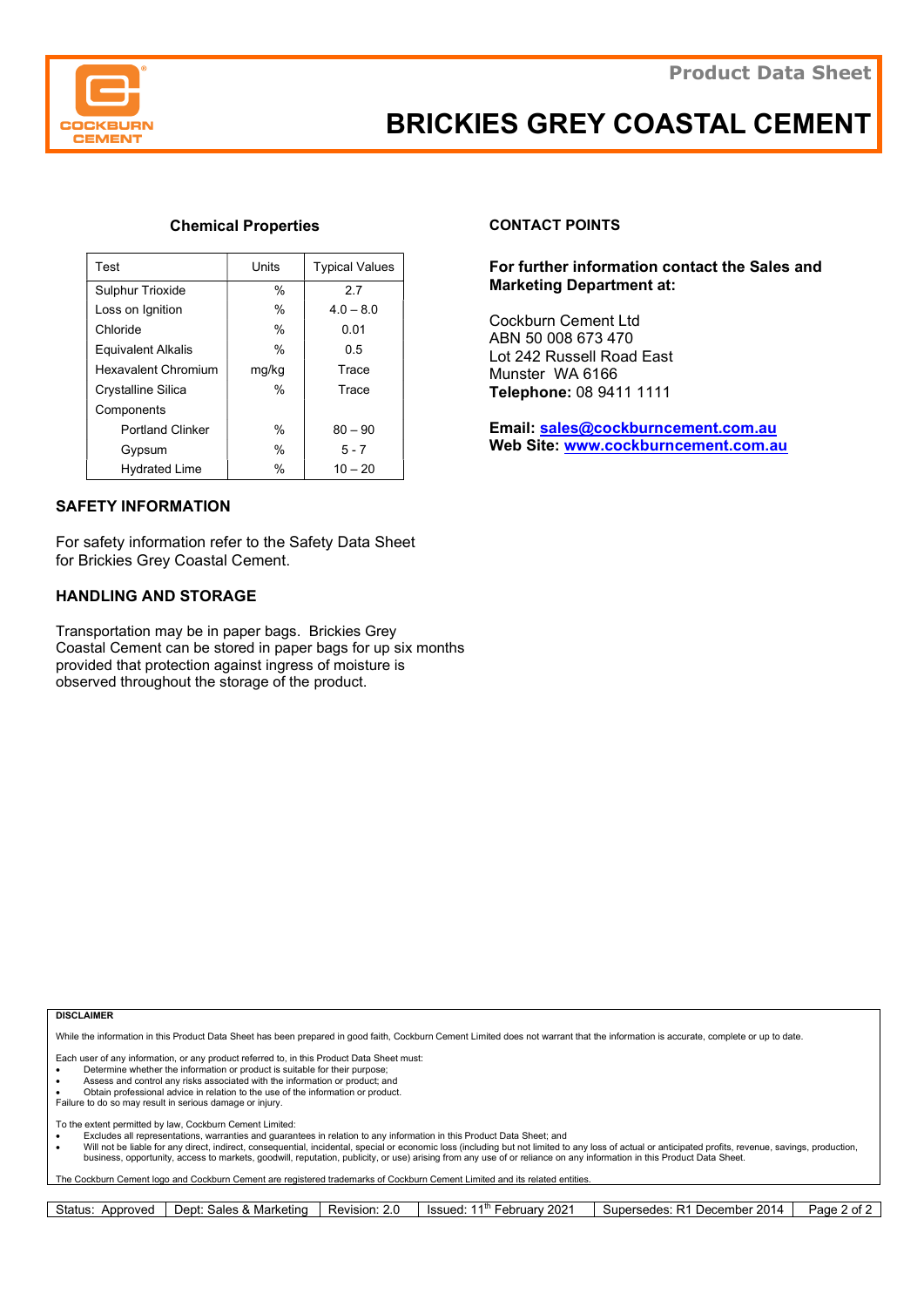Product Data Sheet

# BRICKIES GREY COASTAL CEMENT

### Chemical Properties

| Test | Units | Typical Values |
|---|---|---|
| Sulphur Trioxide | % | 2.7 |
| Loss on Ignition | % | 4.0 – 8.0 |
| Chloride | % | 0.01 |
| Equivalent Alkalis | % | 0.5 |
| Hexavalent Chromium | mg/kg | Trace |
| Crystalline Silica | % | Trace |
| Components | | |
| Portland Clinker | % | 80 – 90 |
| Gypsum | % | 5 - 7 |
| Hydrated Lime | % | 10 – 20 |

## SAFETY INFORMATION

For safety information refer to the Safety Data Sheet for Brickies Grey Coastal Cement.

## HANDLING AND STORAGE

Transportation may be in paper bags. Brickies Grey Coastal Cement can be stored in paper bags for up six months provided that protection against ingress of moisture is observed throughout the storage of the product.

## CONTACT POINTS

**For further information contact the Sales and Marketing Department at:**

Cockburn Cement Ltd
ABN 50 008 673 470
Lot 242 Russell Road East
Munster WA 6166
**Telephone:** 08 9411 1111

**Email: sales@cockburncement.com.au**
**Web Site: www.cockburncement.com.au**

**DISCLAIMER**

While the information in this Product Data Sheet has been prepared in good faith, Cockburn Cement Limited does not warrant that the information is accurate, complete or up to date.

Each user of any information, or any product referred to, in this Product Data Sheet must:

- Determine whether the information or product is suitable for their purpose;
- Assess and control any risks associated with the information or product; and
- Obtain professional advice in relation to the use of the information or product.

Failure to do so may result in serious damage or injury.

To the extent permitted by law, Cockburn Cement Limited:

- Excludes all representations, warranties and guarantees in relation to any information in this Product Data Sheet; and
- Will not be liable for any direct, indirect, consequential, incidental, special or economic loss (including but not limited to any loss of actual or anticipated profits, revenue, savings, production, business, opportunity, access to markets, goodwill, reputation, publicity, or use) arising from any use of or reliance on any information in this Product Data Sheet.

The Cockburn Cement logo and Cockburn Cement are registered trademarks of Cockburn Cement Limited and its related entities.

| | | | | | |
|---|---|---|---|---|---|
| Status: Approved | Dept: Sales & Marketing | Revision: 2.0 | Issued: 11th February 2021 | Supersedes: R1 December 2014 | Page 2 of 2 |